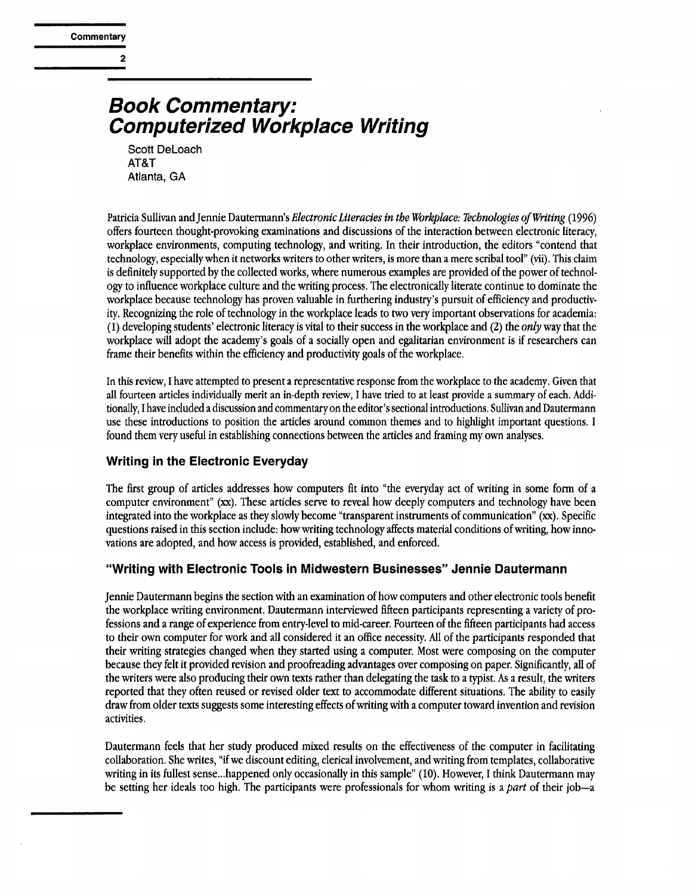# Book Commentary: Computerized Workplace Writing

Scott DeLoach
AT&T
Atlanta, GA

Patricia Sullivan and Jennie Dautermann's *Electronic Literacies in the Workplace: Technologies of Writing* (1996) offers fourteen thought-provoking examinations and discussions of the interaction between electronic literacy, workplace environments, computing technology, and writing. In their introduction, the editors "contend that technology, especially when it networks writers to other writers, is more than a mere scribal tool" (vii). This claim is definitely supported by the collected works, where numerous examples are provided of the power of technology to influence workplace culture and the writing process. The electronically literate continue to dominate the workplace because technology has proven valuable in furthering industry's pursuit of efficiency and productivity. Recognizing the role of technology in the workplace leads to two very important observations for academia: (1) developing students' electronic literacy is vital to their success in the workplace and (2) the *only* way that the workplace will adopt the academy's goals of a socially open and egalitarian environment is if researchers can frame their benefits within the efficiency and productivity goals of the workplace.

In this review, I have attempted to present a representative response from the workplace to the academy. Given that all fourteen articles individually merit an in-depth review, I have tried to at least provide a summary of each. Additionally, I have included a discussion and commentary on the editor's sectional introductions. Sullivan and Dautermann use these introductions to position the articles around common themes and to highlight important questions. I found them very useful in establishing connections between the articles and framing my own analyses.

### Writing in the Electronic Everyday

The first group of articles addresses how computers fit into "the everyday act of writing in some form of a computer environment" (xx). These articles serve to reveal how deeply computers and technology have been integrated into the workplace as they slowly become "transparent instruments of communication" (xx). Specific questions raised in this section include: how writing technology affects material conditions of writing, how innovations are adopted, and how access is provided, established, and enforced.

### "Writing with Electronic Tools in Midwestern Businesses" Jennie Dautermann

Jennie Dautermann begins the section with an examination of how computers and other electronic tools benefit the workplace writing environment. Dautermann interviewed fifteen participants representing a variety of professions and a range of experience from entry-level to mid-career. Fourteen of the fifteen participants had access to their own computer for work and all considered it an office necessity. All of the participants responded that their writing strategies changed when they started using a computer. Most were composing on the computer because they felt it provided revision and proofreading advantages over composing on paper. Significantly, all of the writers were also producing their own texts rather than delegating the task to a typist. As a result, the writers reported that they often reused or revised older text to accommodate different situations. The ability to easily draw from older texts suggests some interesting effects of writing with a computer toward invention and revision activities.

Dautermann feels that her study produced mixed results on the effectiveness of the computer in facilitating collaboration. She writes, "if we discount editing, clerical involvement, and writing from templates, collaborative writing in its fullest sense...happened only occasionally in this sample" (10). However, I think Dautermann may be setting her ideals too high. The participants were professionals for whom writing is a *part* of their job—a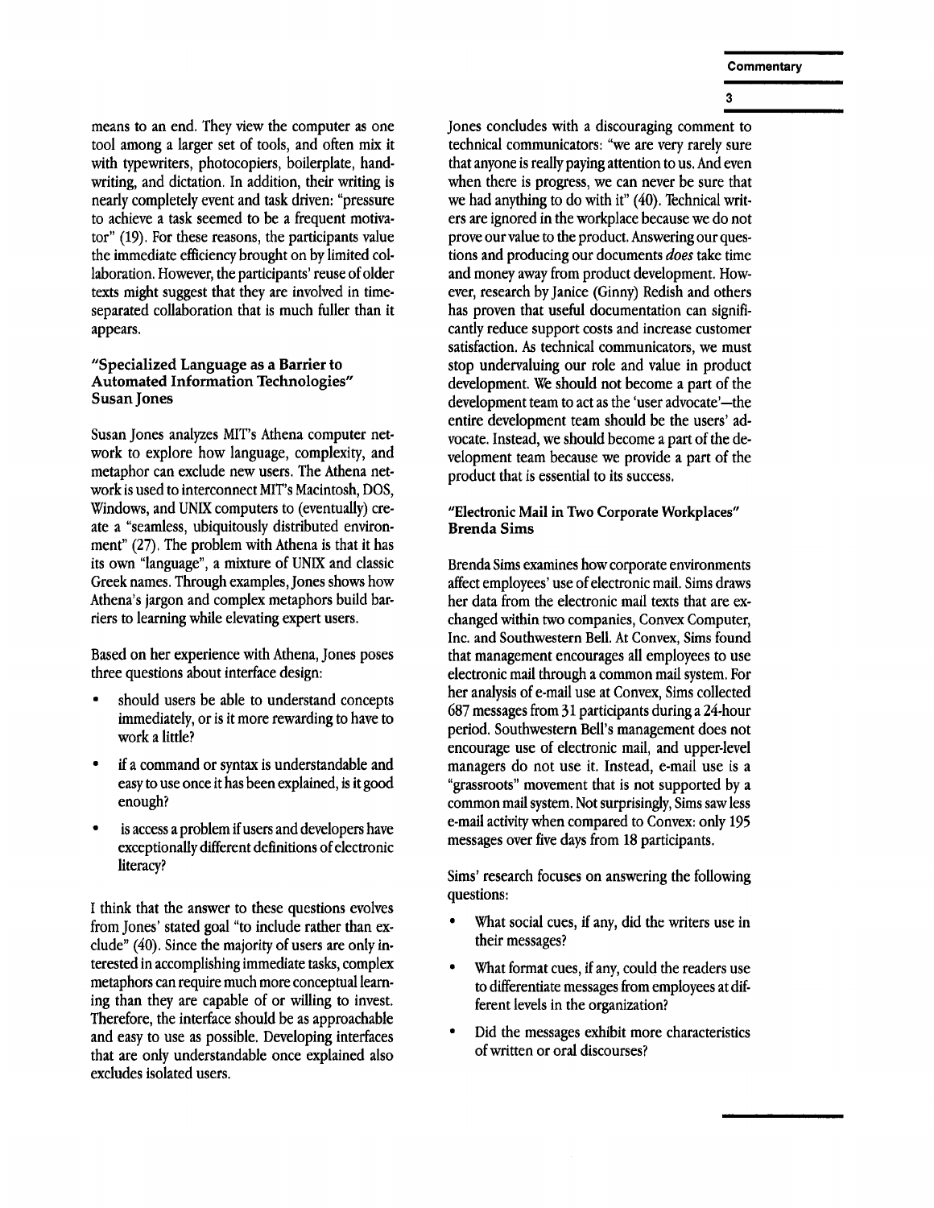means to an end. They view the computer as one tool among a larger set of tools, and often mix it with typewriters, photocopiers, boilerplate, handwriting, and dictation. In addition, their writing is nearly completely event and task driven: "pressure to achieve a task seemed to be a frequent motivator" (19). For these reasons, the participants value the immediate efficiency brought on by limited collaboration. However, the participants' reuse of older texts might suggest that they are involved in time-separated collaboration that is much fuller than it appears.

### "Specialized Language as a Barrier to Automated Information Technologies" Susan Jones

Susan Jones analyzes MIT's Athena computer network to explore how language, complexity, and metaphor can exclude new users. The Athena network is used to interconnect MIT's Macintosh, DOS, Windows, and UNIX computers to (eventually) create a "seamless, ubiquitously distributed environment" (27). The problem with Athena is that it has its own "language", a mixture of UNIX and classic Greek names. Through examples, Jones shows how Athena's jargon and complex metaphors build barriers to learning while elevating expert users.

Based on her experience with Athena, Jones poses three questions about interface design:

- should users be able to understand concepts immediately, or is it more rewarding to have to work a little?
- if a command or syntax is understandable and easy to use once it has been explained, is it good enough?
- is access a problem if users and developers have exceptionally different definitions of electronic literacy?

I think that the answer to these questions evolves from Jones' stated goal "to include rather than exclude" (40). Since the majority of users are only interested in accomplishing immediate tasks, complex metaphors can require much more conceptual learning than they are capable of or willing to invest. Therefore, the interface should be as approachable and easy to use as possible. Developing interfaces that are only understandable once explained also excludes isolated users.

Jones concludes with a discouraging comment to technical communicators: "we are very rarely sure that anyone is really paying attention to us. And even when there is progress, we can never be sure that we had anything to do with it" (40). Technical writers are ignored in the workplace because we do not prove our value to the product. Answering our questions and producing our documents *does* take time and money away from product development. However, research by Janice (Ginny) Redish and others has proven that useful documentation can significantly reduce support costs and increase customer satisfaction. As technical communicators, we must stop undervaluing our role and value in product development. We should not become a part of the development team to act as the 'user advocate'—the entire development team should be the users' advocate. Instead, we should become a part of the development team because we provide a part of the product that is essential to its success.

### "Electronic Mail in Two Corporate Workplaces" Brenda Sims

Brenda Sims examines how corporate environments affect employees' use of electronic mail. Sims draws her data from the electronic mail texts that are exchanged within two companies, Convex Computer, Inc. and Southwestern Bell. At Convex, Sims found that management encourages all employees to use electronic mail through a common mail system. For her analysis of e-mail use at Convex, Sims collected 687 messages from 31 participants during a 24-hour period. Southwestern Bell's management does not encourage use of electronic mail, and upper-level managers do not use it. Instead, e-mail use is a "grassroots" movement that is not supported by a common mail system. Not surprisingly, Sims saw less e-mail activity when compared to Convex: only 195 messages over five days from 18 participants.

Sims' research focuses on answering the following questions:

- What social cues, if any, did the writers use in their messages?
- What format cues, if any, could the readers use to differentiate messages from employees at different levels in the organization?
- Did the messages exhibit more characteristics of written or oral discourses?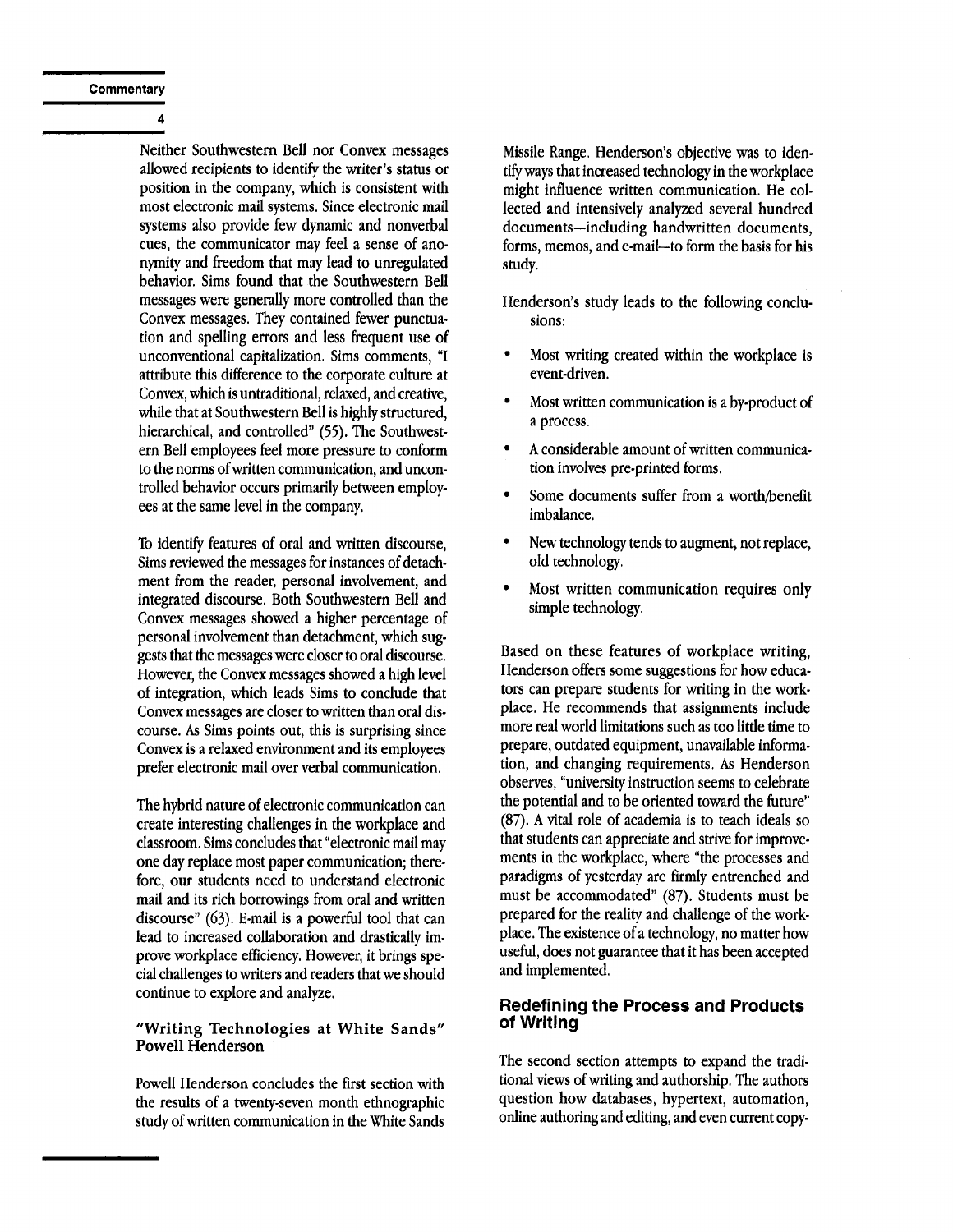Neither Southwestern Bell nor Convex messages allowed recipients to identify the writer's status or position in the company, which is consistent with most electronic mail systems. Since electronic mail systems also provide few dynamic and nonverbal cues, the communicator may feel a sense of anonymity and freedom that may lead to unregulated behavior. Sims found that the Southwestern Bell messages were generally more controlled than the Convex messages. They contained fewer punctuation and spelling errors and less frequent use of unconventional capitalization. Sims comments, "I attribute this difference to the corporate culture at Convex, which is untraditional, relaxed, and creative, while that at Southwestern Bell is highly structured, hierarchical, and controlled" (55). The Southwestern Bell employees feel more pressure to conform to the norms of written communication, and uncontrolled behavior occurs primarily between employees at the same level in the company.

To identify features of oral and written discourse, Sims reviewed the messages for instances of detachment from the reader, personal involvement, and integrated discourse. Both Southwestern Bell and Convex messages showed a higher percentage of personal involvement than detachment, which suggests that the messages were closer to oral discourse. However, the Convex messages showed a high level of integration, which leads Sims to conclude that Convex messages are closer to written than oral discourse. As Sims points out, this is surprising since Convex is a relaxed environment and its employees prefer electronic mail over verbal communication.

The hybrid nature of electronic communication can create interesting challenges in the workplace and classroom. Sims concludes that "electronic mail may one day replace most paper communication; therefore, our students need to understand electronic mail and its rich borrowings from oral and written discourse" (63). E-mail is a powerful tool that can lead to increased collaboration and drastically improve workplace efficiency. However, it brings special challenges to writers and readers that we should continue to explore and analyze.

### "Writing Technologies at White Sands" Powell Henderson

Powell Henderson concludes the first section with the results of a twenty-seven month ethnographic study of written communication in the White Sands Missile Range. Henderson's objective was to identify ways that increased technology in the workplace might influence written communication. He collected and intensively analyzed several hundred documents—including handwritten documents, forms, memos, and e-mail—to form the basis for his study.

Henderson's study leads to the following conclusions:

- Most writing created within the workplace is event-driven.
- Most written communication is a by-product of a process.
- A considerable amount of written communication involves pre-printed forms.
- Some documents suffer from a worth/benefit imbalance.
- New technology tends to augment, not replace, old technology.
- Most written communication requires only simple technology.

Based on these features of workplace writing, Henderson offers some suggestions for how educators can prepare students for writing in the workplace. He recommends that assignments include more real world limitations such as too little time to prepare, outdated equipment, unavailable information, and changing requirements. As Henderson observes, "university instruction seems to celebrate the potential and to be oriented toward the future" (87). A vital role of academia is to teach ideals so that students can appreciate and strive for improvements in the workplace, where "the processes and paradigms of yesterday are firmly entrenched and must be accommodated" (87). Students must be prepared for the reality and challenge of the workplace. The existence of a technology, no matter how useful, does not guarantee that it has been accepted and implemented.

## Redefining the Process and Products of Writing

The second section attempts to expand the traditional views of writing and authorship. The authors question how databases, hypertext, automation, online authoring and editing, and even current copy-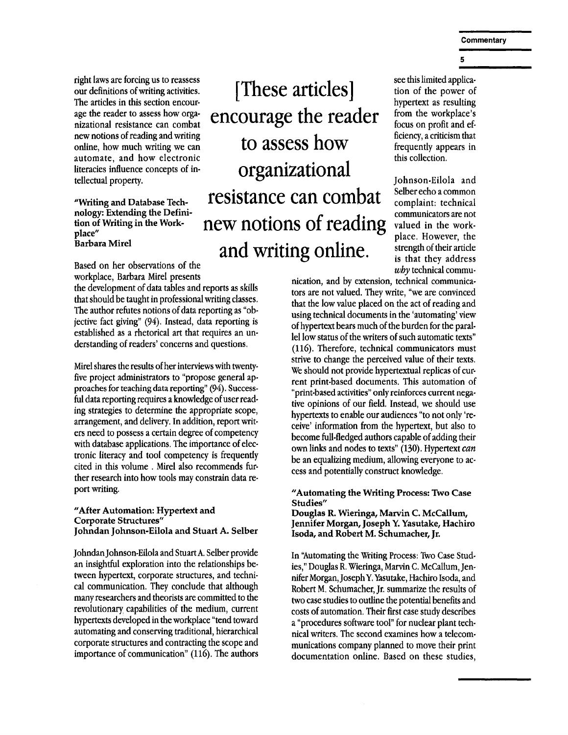right laws are forcing us to reassess our definitions of writing activities. The articles in this section encourage the reader to assess how organizational resistance can combat new notions of reading and writing online, how much writing we can automate, and how electronic literacies influence concepts of intellectual property.

> [These articles] encourage the reader to assess how organizational resistance can combat new notions of reading and writing online.

### "Writing and Database Technology: Extending the Definition of Writing in the Workplace"
**Barbara Mirel**

Based on her observations of the workplace, Barbara Mirel presents the development of data tables and reports as skills that should be taught in professional writing classes. The author refutes notions of data reporting as "objective fact giving" (94). Instead, data reporting is established as a rhetorical art that requires an understanding of readers' concerns and questions.

Mirel shares the results of her interviews with twenty-five project administrators to "propose general approaches for teaching data reporting" (94). Successful data reporting requires a knowledge of user reading strategies to determine the appropriate scope, arrangement, and delivery. In addition, report writers need to possess a certain degree of competency with database applications. The importance of electronic literacy and tool competency is frequently cited in this volume . Mirel also recommends further research into how tools may constrain data report writing.

### "After Automation: Hypertext and Corporate Structures"
**Johndan Johnson-Eilola and Stuart A. Selber**

Johndan Johnson-Eilola and Stuart A. Selber provide an insightful exploration into the relationships between hypertext, corporate structures, and technical communication. They conclude that although many researchers and theorists are committed to the revolutionary capabilities of the medium, current hypertexts developed in the workplace "tend toward automating and conserving traditional, hierarchical corporate structures and contracting the scope and importance of communication" (116). The authors see this limited application of the power of hypertext as resulting from the workplace's focus on profit and efficiency, a criticism that frequently appears in this collection.

Johnson-Eilola and Selber echo a common complaint: technical communicators are not valued in the workplace. However, the strength of their article is that they address *why* technical communication, and by extension, technical communicators are not valued. They write, "we are convinced that the low value placed on the act of reading and using technical documents in the 'automating' view of hypertext bears much of the burden for the parallel low status of the writers of such automatic texts" (116). Therefore, technical communicators must strive to change the perceived value of their texts. We should not provide hypertextual replicas of current print-based documents. This automation of "print-based activities" only reinforces current negative opinions of our field. Instead, we should use hypertexts to enable our audiences "to not only 'receive' information from the hypertext, but also to become full-fledged authors capable of adding their own links and nodes to texts" (130). Hypertext *can* be an equalizing medium, allowing everyone to access and potentially construct knowledge.

### "Automating the Writing Process: Two Case Studies"
**Douglas R. Wieringa, Marvin C. McCallum, Jennifer Morgan, Joseph Y. Yasutake, Hachiro Isoda, and Robert M. Schumacher, Jr.**

In "Automating the Writing Process: Two Case Studies," Douglas R. Wieringa, Marvin C. McCallum, Jennifer Morgan, Joseph Y. Yasutake, Hachiro Isoda, and Robert M. Schumacher, Jr. summarize the results of two case studies to outline the potential benefits and costs of automation. Their first case study describes a "procedures software tool" for nuclear plant technical writers. The second examines how a telecommunications company planned to move their print documentation online. Based on these studies,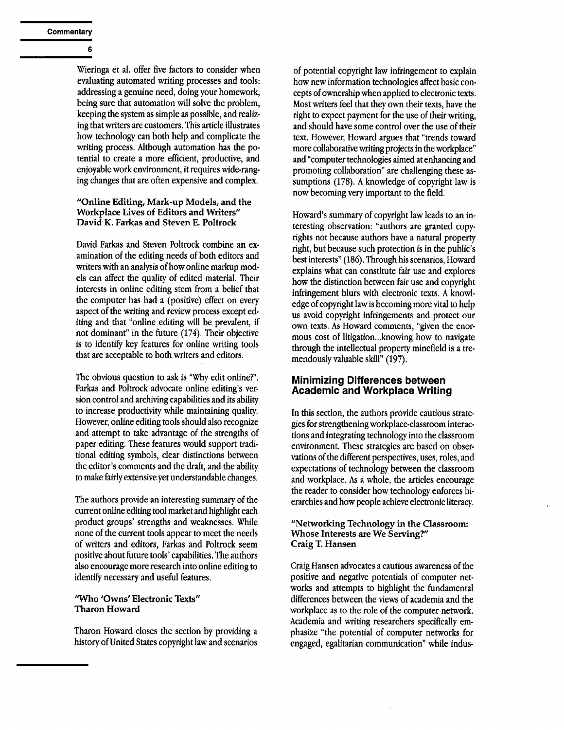Wieringa et al. offer five factors to consider when evaluating automated writing processes and tools: addressing a genuine need, doing your homework, being sure that automation will solve the problem, keeping the system as simple as possible, and realizing that writers are customers. This article illustrates how technology can both help and complicate the writing process. Although automation has the potential to create a more efficient, productive, and enjoyable work environment, it requires wide-ranging changes that are often expensive and complex.

### "Online Editing, Mark-up Models, and the Workplace Lives of Editors and Writers" David K. Farkas and Steven E. Poltrock

David Farkas and Steven Poltrock combine an examination of the editing needs of both editors and writers with an analysis of how online markup models can affect the quality of edited material. Their interests in online editing stem from a belief that the computer has had a (positive) effect on every aspect of the writing and review process except editing and that "online editing will be prevalent, if not dominant" in the future (174). Their objective is to identify key features for online writing tools that are acceptable to both writers and editors.

The obvious question to ask is "Why edit online?". Farkas and Poltrock advocate online editing's version control and archiving capabilities and its ability to increase productivity while maintaining quality. However, online editing tools should also recognize and attempt to take advantage of the strengths of paper editing. These features would support traditional editing symbols, clear distinctions between the editor's comments and the draft, and the ability to make fairly extensive yet understandable changes.

The authors provide an interesting summary of the current online editing tool market and highlight each product groups' strengths and weaknesses. While none of the current tools appear to meet the needs of writers and editors, Farkas and Poltrock seem positive about future tools' capabilities. The authors also encourage more research into online editing to identify necessary and useful features.

### "Who 'Owns' Electronic Texts" Tharon Howard

Tharon Howard closes the section by providing a history of United States copyright law and scenarios of potential copyright law infringement to explain how new information technologies affect basic concepts of ownership when applied to electronic texts. Most writers feel that they own their texts, have the right to expect payment for the use of their writing, and should have some control over the use of their text. However, Howard argues that "trends toward more collaborative writing projects in the workplace" and "computer technologies aimed at enhancing and promoting collaboration" are challenging these assumptions (178). A knowledge of copyright law is now becoming very important to the field.

Howard's summary of copyright law leads to an interesting observation: "authors are granted copyrights not because authors have a natural property right, but because such protection is in the public's best interests" (186). Through his scenarios, Howard explains what can constitute fair use and explores how the distinction between fair use and copyright infringement blurs with electronic texts. A knowledge of copyright law is becoming more vital to help us avoid copyright infringements and protect our own texts. As Howard comments, "given the enormous cost of litigation...knowing how to navigate through the intellectual property minefield is a tremendously valuable skill" (197).

## Minimizing Differences between Academic and Workplace Writing

In this section, the authors provide cautious strategies for strengthening workplace-classroom interactions and integrating technology into the classroom environment. These strategies are based on observations of the different perspectives, uses, roles, and expectations of technology between the classroom and workplace. As a whole, the articles encourage the reader to consider how technology enforces hierarchies and how people achieve electronic literacy.

### "Networking Technology in the Classroom: Whose Interests are We Serving?" Craig T. Hansen

Craig Hansen advocates a cautious awareness of the positive and negative potentials of computer networks and attempts to highlight the fundamental differences between the views of academia and the workplace as to the role of the computer network. Academia and writing researchers specifically emphasize "the potential of computer networks for engaged, egalitarian communication" while indus-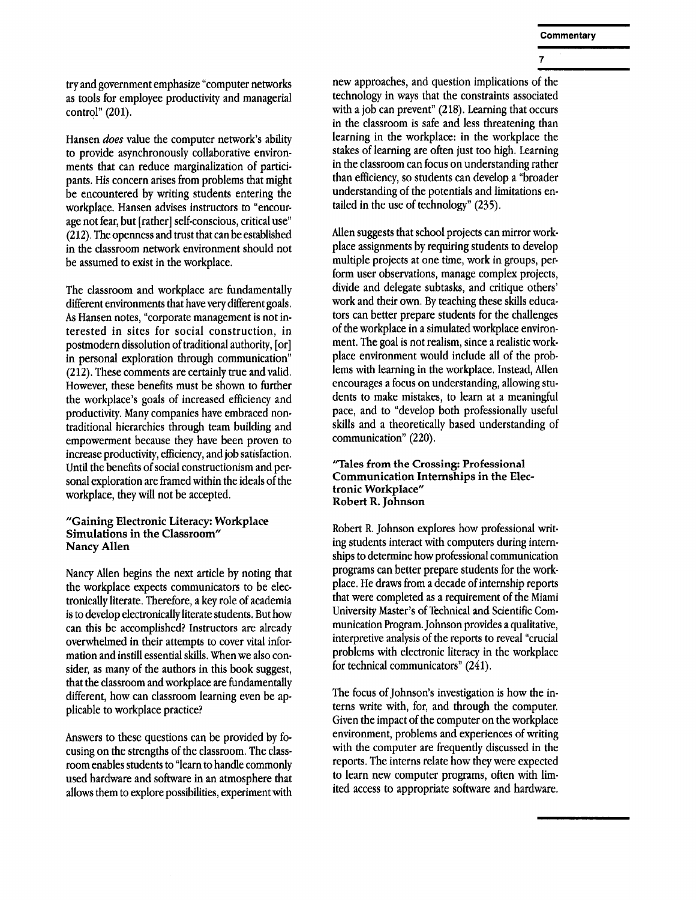try and government emphasize "computer networks as tools for employee productivity and managerial control" (201).

Hansen *does* value the computer network's ability to provide asynchronously collaborative environments that can reduce marginalization of participants. His concern arises from problems that might be encountered by writing students entering the workplace. Hansen advises instructors to "encourage not fear, but [rather] self-conscious, critical use" (212). The openness and trust that can be established in the classroom network environment should not be assumed to exist in the workplace.

The classroom and workplace are fundamentally different environments that have very different goals. As Hansen notes, "corporate management is not interested in sites for social construction, in postmodern dissolution of traditional authority, [or] in personal exploration through communication" (212). These comments are certainly true and valid. However, these benefits must be shown to further the workplace's goals of increased efficiency and productivity. Many companies have embraced nontraditional hierarchies through team building and empowerment because they have been proven to increase productivity, efficiency, and job satisfaction. Until the benefits of social constructionism and personal exploration are framed within the ideals of the workplace, they will not be accepted.

### "Gaining Electronic Literacy: Workplace Simulations in the Classroom" Nancy Allen

Nancy Allen begins the next article by noting that the workplace expects communicators to be electronically literate. Therefore, a key role of academia is to develop electronically literate students. But how can this be accomplished? Instructors are already overwhelmed in their attempts to cover vital information and instill essential skills. When we also consider, as many of the authors in this book suggest, that the classroom and workplace are fundamentally different, how can classroom learning even be applicable to workplace practice?

Answers to these questions can be provided by focusing on the strengths of the classroom. The classroom enables students to "learn to handle commonly used hardware and software in an atmosphere that allows them to explore possibilities, experiment with new approaches, and question implications of the technology in ways that the constraints associated with a job can prevent" (218). Learning that occurs in the classroom is safe and less threatening than learning in the workplace: in the workplace the stakes of learning are often just too high. Learning in the classroom can focus on understanding rather than efficiency, so students can develop a "broader understanding of the potentials and limitations entailed in the use of technology" (235).

Allen suggests that school projects can mirror workplace assignments by requiring students to develop multiple projects at one time, work in groups, perform user observations, manage complex projects, divide and delegate subtasks, and critique others' work and their own. By teaching these skills educators can better prepare students for the challenges of the workplace in a simulated workplace environment. The goal is not realism, since a realistic workplace environment would include all of the problems with learning in the workplace. Instead, Allen encourages a focus on understanding, allowing students to make mistakes, to learn at a meaningful pace, and to "develop both professionally useful skills and a theoretically based understanding of communication" (220).

### "Tales from the Crossing: Professional Communication Internships in the Electronic Workplace" Robert R. Johnson

Robert R. Johnson explores how professional writing students interact with computers during internships to determine how professional communication programs can better prepare students for the workplace. He draws from a decade of internship reports that were completed as a requirement of the Miami University Master's of Technical and Scientific Communication Program. Johnson provides a qualitative, interpretive analysis of the reports to reveal "crucial problems with electronic literacy in the workplace for technical communicators" (241).

The focus of Johnson's investigation is how the interns write with, for, and through the computer. Given the impact of the computer on the workplace environment, problems and experiences of writing with the computer are frequently discussed in the reports. The interns relate how they were expected to learn new computer programs, often with limited access to appropriate software and hardware.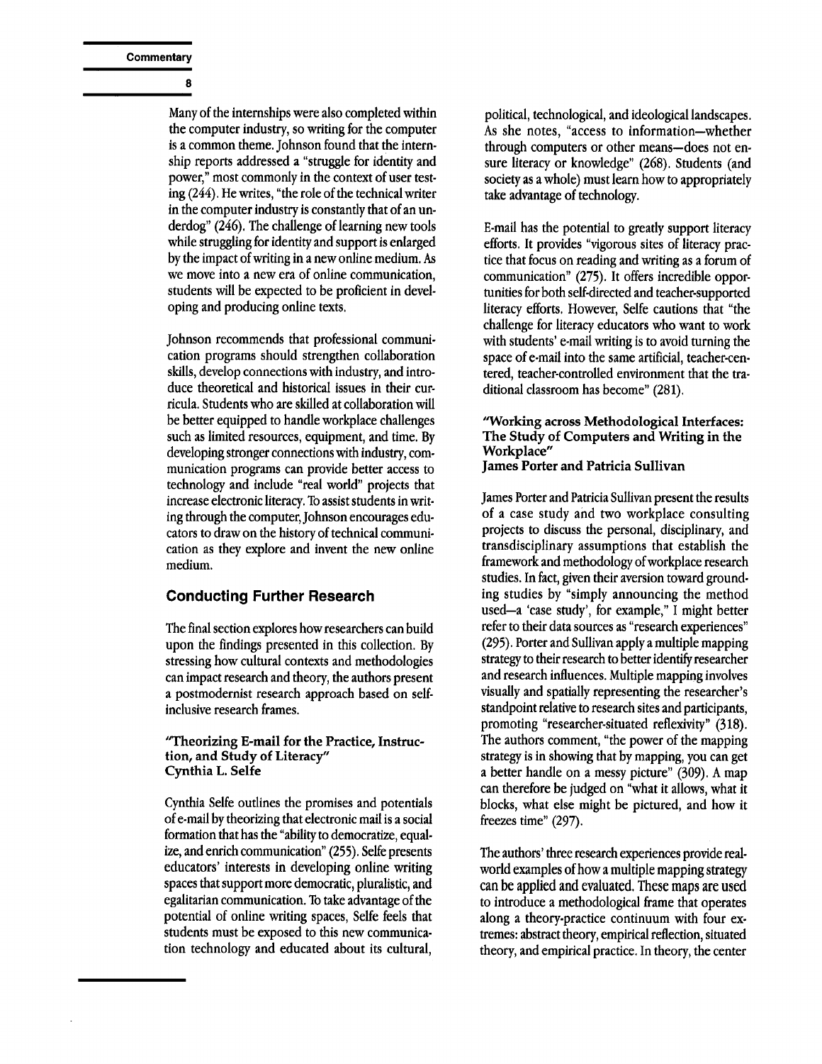Many of the internships were also completed within the computer industry, so writing for the computer is a common theme. Johnson found that the internship reports addressed a "struggle for identity and power," most commonly in the context of user testing (244). He writes, "the role of the technical writer in the computer industry is constantly that of an underdog" (246). The challenge of learning new tools while struggling for identity and support is enlarged by the impact of writing in a new online medium. As we move into a new era of online communication, students will be expected to be proficient in developing and producing online texts.

Johnson recommends that professional communication programs should strengthen collaboration skills, develop connections with industry, and introduce theoretical and historical issues in their curricula. Students who are skilled at collaboration will be better equipped to handle workplace challenges such as limited resources, equipment, and time. By developing stronger connections with industry, communication programs can provide better access to technology and include "real world" projects that increase electronic literacy. To assist students in writing through the computer, Johnson encourages educators to draw on the history of technical communication as they explore and invent the new online medium.

## Conducting Further Research

The final section explores how researchers can build upon the findings presented in this collection. By stressing how cultural contexts and methodologies can impact research and theory, the authors present a postmodernist research approach based on self-inclusive research frames.

### "Theorizing E-mail for the Practice, Instruction, and Study of Literacy"
### Cynthia L. Selfe

Cynthia Selfe outlines the promises and potentials of e-mail by theorizing that electronic mail is a social formation that has the "ability to democratize, equalize, and enrich communication" (255). Selfe presents educators' interests in developing online writing spaces that support more democratic, pluralistic, and egalitarian communication. To take advantage of the potential of online writing spaces, Selfe feels that students must be exposed to this new communication technology and educated about its cultural, political, technological, and ideological landscapes. As she notes, "access to information—whether through computers or other means—does not ensure literacy or knowledge" (268). Students (and society as a whole) must learn how to appropriately take advantage of technology.

E-mail has the potential to greatly support literacy efforts. It provides "vigorous sites of literacy practice that focus on reading and writing as a forum of communication" (275). It offers incredible opportunities for both self-directed and teacher-supported literacy efforts. However, Selfe cautions that "the challenge for literacy educators who want to work with students' e-mail writing is to avoid turning the space of e-mail into the same artificial, teacher-centered, teacher-controlled environment that the traditional classroom has become" (281).

### "Working across Methodological Interfaces: The Study of Computers and Writing in the Workplace"
### James Porter and Patricia Sullivan

James Porter and Patricia Sullivan present the results of a case study and two workplace consulting projects to discuss the personal, disciplinary, and transdisciplinary assumptions that establish the framework and methodology of workplace research studies. In fact, given their aversion toward grounding studies by "simply announcing the method used—a 'case study', for example," I might better refer to their data sources as "research experiences" (295). Porter and Sullivan apply a multiple mapping strategy to their research to better identify researcher and research influences. Multiple mapping involves visually and spatially representing the researcher's standpoint relative to research sites and participants, promoting "researcher-situated reflexivity" (318). The authors comment, "the power of the mapping strategy is in showing that by mapping, you can get a better handle on a messy picture" (309). A map can therefore be judged on "what it allows, what it blocks, what else might be pictured, and how it freezes time" (297).

The authors' three research experiences provide real-world examples of how a multiple mapping strategy can be applied and evaluated. These maps are used to introduce a methodological frame that operates along a theory-practice continuum with four extremes: abstract theory, empirical reflection, situated theory, and empirical practice. In theory, the center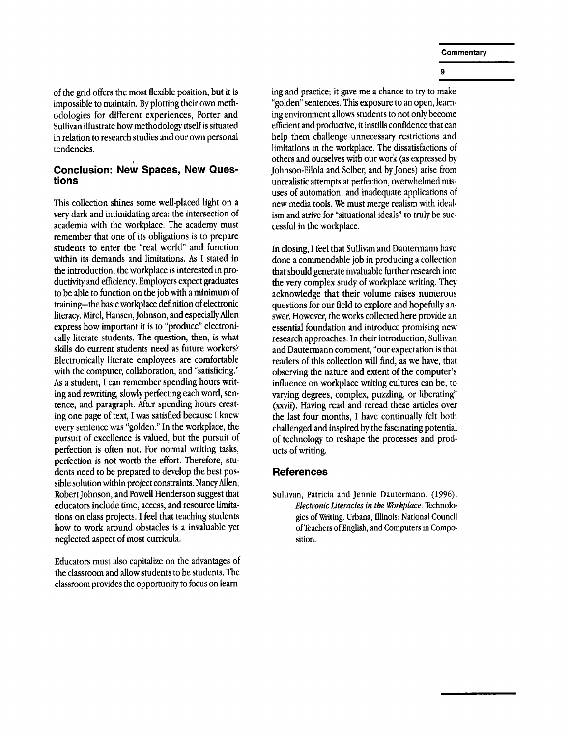of the grid offers the most flexible position, but it is impossible to maintain. By plotting their own methodologies for different experiences, Porter and Sullivan illustrate how methodology itself is situated in relation to research studies and our own personal tendencies.

## Conclusion: New Spaces, New Questions

This collection shines some well-placed light on a very dark and intimidating area: the intersection of academia with the workplace. The academy must remember that one of its obligations is to prepare students to enter the "real world" and function within its demands and limitations. As I stated in the introduction, the workplace is interested in productivity and efficiency. Employers expect graduates to be able to function on the job with a minimum of training—the basic workplace definition of electronic literacy. Mirel, Hansen, Johnson, and especially Allen express how important it is to "produce" electronically literate students. The question, then, is what skills do current students need as future workers? Electronically literate employees are comfortable with the computer, collaboration, and "satisficing." As a student, I can remember spending hours writing and rewriting, slowly perfecting each word, sentence, and paragraph. After spending hours creating one page of text, I was satisfied because I knew every sentence was "golden." In the workplace, the pursuit of excellence is valued, but the pursuit of perfection is often not. For normal writing tasks, perfection is not worth the effort. Therefore, students need to be prepared to develop the best possible solution within project constraints. Nancy Allen, Robert Johnson, and Powell Henderson suggest that educators include time, access, and resource limitations on class projects. I feel that teaching students how to work around obstacles is a invaluable yet neglected aspect of most curricula.

Educators must also capitalize on the advantages of the classroom and allow students to be students. The classroom provides the opportunity to focus on learning and practice; it gave me a chance to try to make "golden" sentences. This exposure to an open, learning environment allows students to not only become efficient and productive, it instills confidence that can help them challenge unnecessary restrictions and limitations in the workplace. The dissatisfactions of others and ourselves with our work (as expressed by Johnson-Eilola and Selber, and by Jones) arise from unrealistic attempts at perfection, overwhelmed misuses of automation, and inadequate applications of new media tools. We must merge realism with idealism and strive for "situational ideals" to truly be successful in the workplace.

In closing, I feel that Sullivan and Dautermann have done a commendable job in producing a collection that should generate invaluable further research into the very complex study of workplace writing. They acknowledge that their volume raises numerous questions for our field to explore and hopefully answer. However, the works collected here provide an essential foundation and introduce promising new research approaches. In their introduction, Sullivan and Dautermann comment, "our expectation is that readers of this collection will find, as we have, that observing the nature and extent of the computer's influence on workplace writing cultures can be, to varying degrees, complex, puzzling, or liberating" (xxvii). Having read and reread these articles over the last four months, I have continually felt both challenged and inspired by the fascinating potential of technology to reshape the processes and products of writing.

## References

Sullivan, Patricia and Jennie Dautermann. (1996). *Electronic Literacies in the Workplace*: Technologies of Writing. Urbana, Illinois: National Council of Teachers of English, and Computers in Composition.